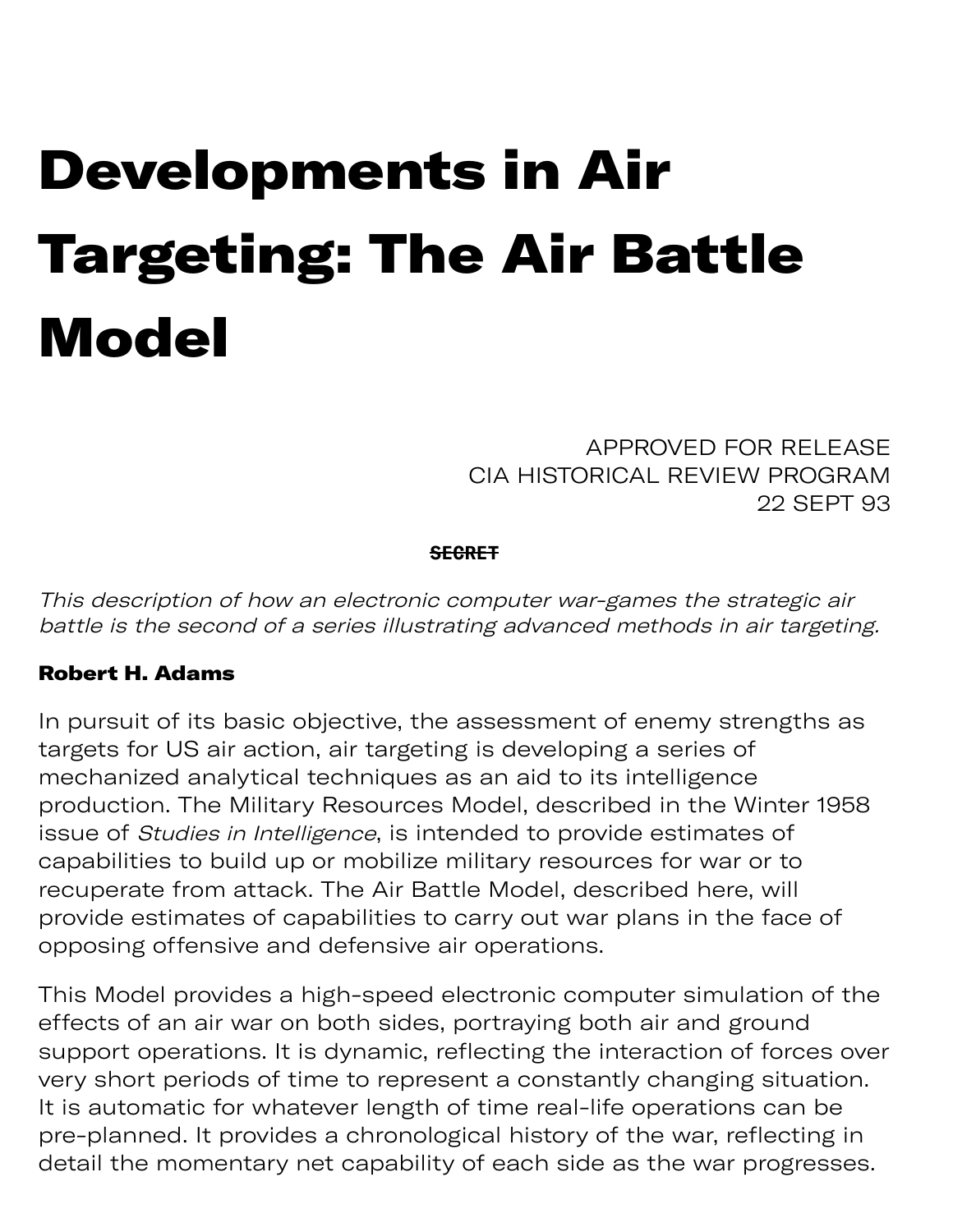# Developments in Air Targeting: The Air Battle Model

APPROVED FOR RELEASE
CIA HISTORICAL REVIEW PROGRAM
22 SEPT 93

~~SECRET~~

*This description of how an electronic computer war-games the strategic air battle is the second of a series illustrating advanced methods in air targeting.*

**Robert H. Adams**

In pursuit of its basic objective, the assessment of enemy strengths as targets for US air action, air targeting is developing a series of mechanized analytical techniques as an aid to its intelligence production. The Military Resources Model, described in the Winter 1958 issue of *Studies in Intelligence*, is intended to provide estimates of capabilities to build up or mobilize military resources for war or to recuperate from attack. The Air Battle Model, described here, will provide estimates of capabilities to carry out war plans in the face of opposing offensive and defensive air operations.

This Model provides a high-speed electronic computer simulation of the effects of an air war on both sides, portraying both air and ground support operations. It is dynamic, reflecting the interaction of forces over very short periods of time to represent a constantly changing situation. It is automatic for whatever length of time real-life operations can be pre-planned. It provides a chronological history of the war, reflecting in detail the momentary net capability of each side as the war progresses.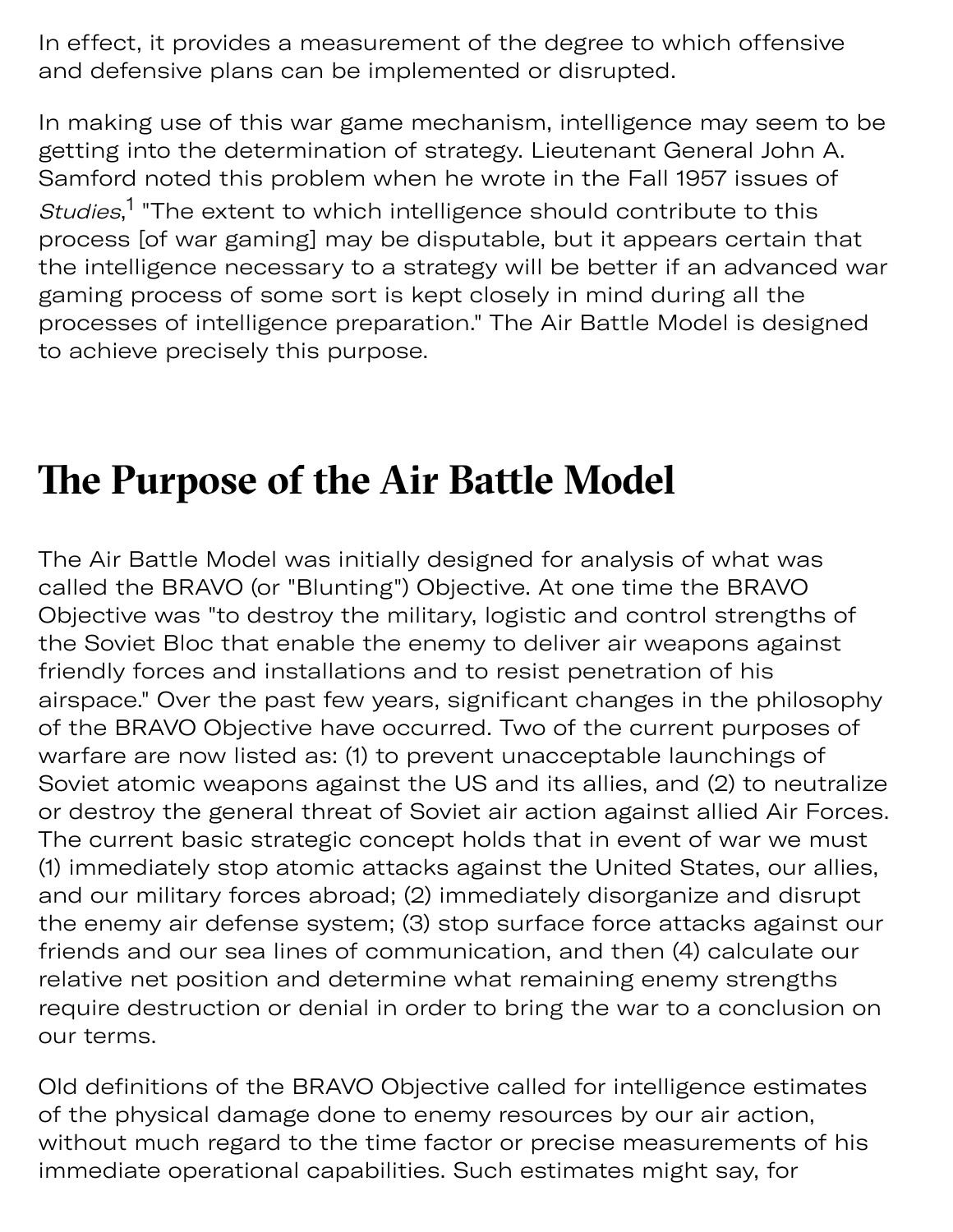In effect, it provides a measurement of the degree to which offensive and defensive plans can be implemented or disrupted.

In making use of this war game mechanism, intelligence may seem to be getting into the determination of strategy. Lieutenant General John A. Samford noted this problem when he wrote in the Fall 1957 issues of *Studies*,[1] "The extent to which intelligence should contribute to this process [of war gaming] may be disputable, but it appears certain that the intelligence necessary to a strategy will be better if an advanced war gaming process of some sort is kept closely in mind during all the processes of intelligence preparation." The Air Battle Model is designed to achieve precisely this purpose.

## The Purpose of the Air Battle Model

The Air Battle Model was initially designed for analysis of what was called the BRAVO (or "Blunting") Objective. At one time the BRAVO Objective was "to destroy the military, logistic and control strengths of the Soviet Bloc that enable the enemy to deliver air weapons against friendly forces and installations and to resist penetration of his airspace." Over the past few years, significant changes in the philosophy of the BRAVO Objective have occurred. Two of the current purposes of warfare are now listed as: (1) to prevent unacceptable launchings of Soviet atomic weapons against the US and its allies, and (2) to neutralize or destroy the general threat of Soviet air action against allied Air Forces. The current basic strategic concept holds that in event of war we must (1) immediately stop atomic attacks against the United States, our allies, and our military forces abroad; (2) immediately disorganize and disrupt the enemy air defense system; (3) stop surface force attacks against our friends and our sea lines of communication, and then (4) calculate our relative net position and determine what remaining enemy strengths require destruction or denial in order to bring the war to a conclusion on our terms.

Old definitions of the BRAVO Objective called for intelligence estimates of the physical damage done to enemy resources by our air action, without much regard to the time factor or precise measurements of his immediate operational capabilities. Such estimates might say, for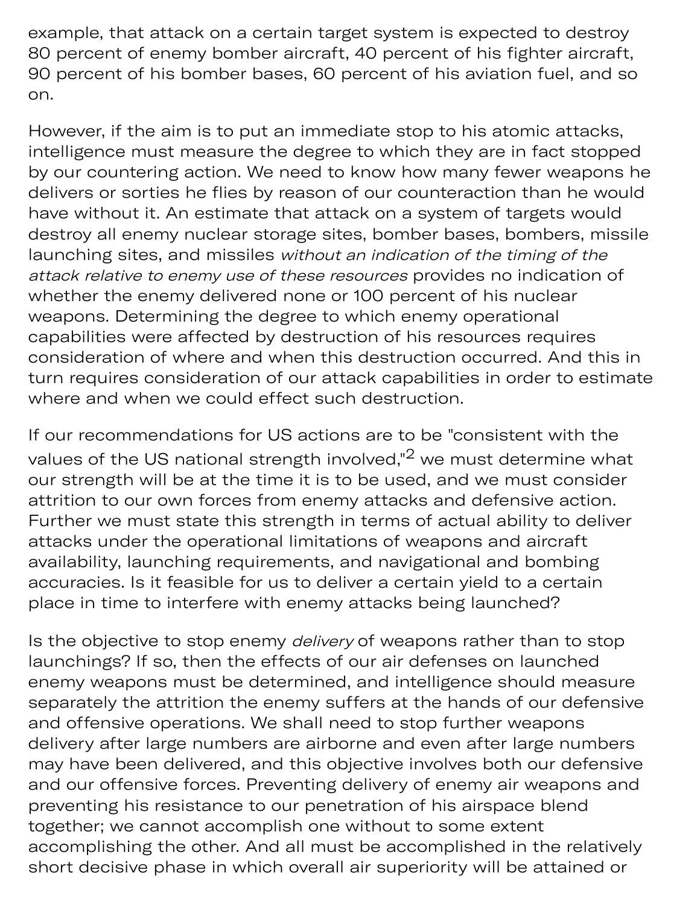example, that attack on a certain target system is expected to destroy 80 percent of enemy bomber aircraft, 40 percent of his fighter aircraft, 90 percent of his bomber bases, 60 percent of his aviation fuel, and so on.

However, if the aim is to put an immediate stop to his atomic attacks, intelligence must measure the degree to which they are in fact stopped by our countering action. We need to know how many fewer weapons he delivers or sorties he flies by reason of our counteraction than he would have without it. An estimate that attack on a system of targets would destroy all enemy nuclear storage sites, bomber bases, bombers, missile launching sites, and missiles *without an indication of the timing of the attack relative to enemy use of these resources* provides no indication of whether the enemy delivered none or 100 percent of his nuclear weapons. Determining the degree to which enemy operational capabilities were affected by destruction of his resources requires consideration of where and when this destruction occurred. And this in turn requires consideration of our attack capabilities in order to estimate where and when we could effect such destruction.

If our recommendations for US actions are to be "consistent with the values of the US national strength involved,"[2] we must determine what our strength will be at the time it is to be used, and we must consider attrition to our own forces from enemy attacks and defensive action. Further we must state this strength in terms of actual ability to deliver attacks under the operational limitations of weapons and aircraft availability, launching requirements, and navigational and bombing accuracies. Is it feasible for us to deliver a certain yield to a certain place in time to interfere with enemy attacks being launched?

Is the objective to stop enemy *delivery* of weapons rather than to stop launchings? If so, then the effects of our air defenses on launched enemy weapons must be determined, and intelligence should measure separately the attrition the enemy suffers at the hands of our defensive and offensive operations. We shall need to stop further weapons delivery after large numbers are airborne and even after large numbers may have been delivered, and this objective involves both our defensive and our offensive forces. Preventing delivery of enemy air weapons and preventing his resistance to our penetration of his airspace blend together; we cannot accomplish one without to some extent accomplishing the other. And all must be accomplished in the relatively short decisive phase in which overall air superiority will be attained or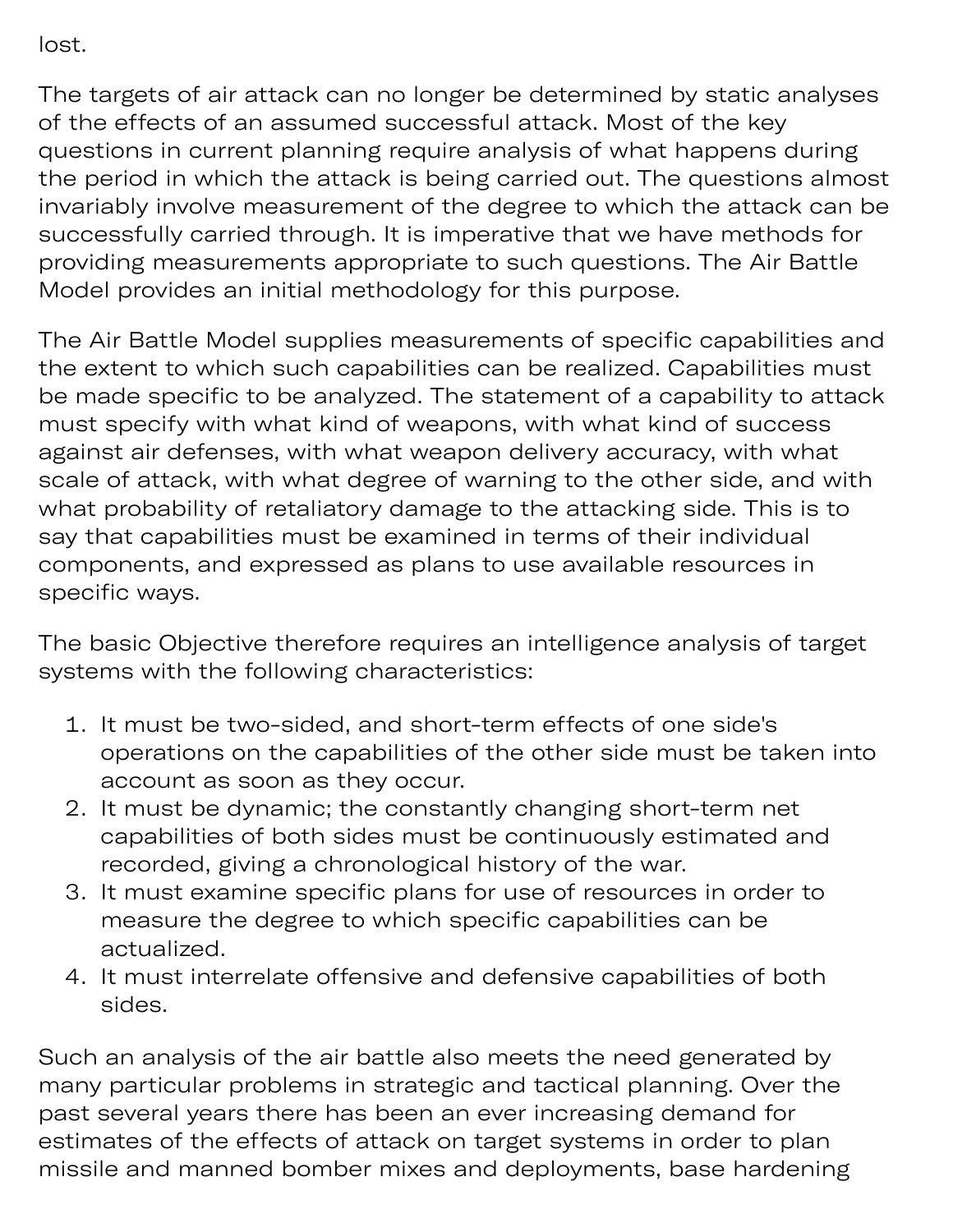lost.

The targets of air attack can no longer be determined by static analyses of the effects of an assumed successful attack. Most of the key questions in current planning require analysis of what happens during the period in which the attack is being carried out. The questions almost invariably involve measurement of the degree to which the attack can be successfully carried through. It is imperative that we have methods for providing measurements appropriate to such questions. The Air Battle Model provides an initial methodology for this purpose.

The Air Battle Model supplies measurements of specific capabilities and the extent to which such capabilities can be realized. Capabilities must be made specific to be analyzed. The statement of a capability to attack must specify with what kind of weapons, with what kind of success against air defenses, with what weapon delivery accuracy, with what scale of attack, with what degree of warning to the other side, and with what probability of retaliatory damage to the attacking side. This is to say that capabilities must be examined in terms of their individual components, and expressed as plans to use available resources in specific ways.

The basic Objective therefore requires an intelligence analysis of target systems with the following characteristics:

1. It must be two-sided, and short-term effects of one side's operations on the capabilities of the other side must be taken into account as soon as they occur.
2. It must be dynamic; the constantly changing short-term net capabilities of both sides must be continuously estimated and recorded, giving a chronological history of the war.
3. It must examine specific plans for use of resources in order to measure the degree to which specific capabilities can be actualized.
4. It must interrelate offensive and defensive capabilities of both sides.

Such an analysis of the air battle also meets the need generated by many particular problems in strategic and tactical planning. Over the past several years there has been an ever increasing demand for estimates of the effects of attack on target systems in order to plan missile and manned bomber mixes and deployments, base hardening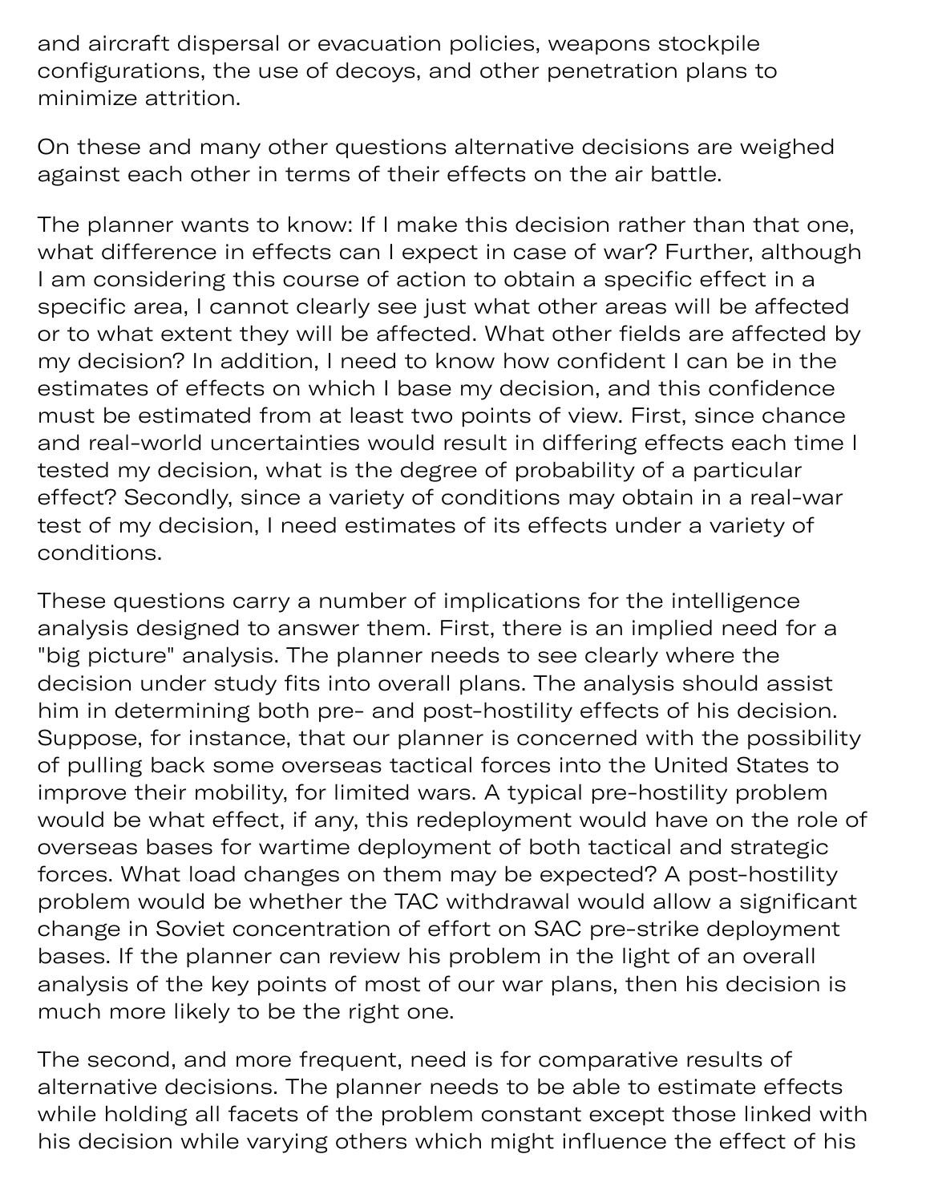and aircraft dispersal or evacuation policies, weapons stockpile configurations, the use of decoys, and other penetration plans to minimize attrition.

On these and many other questions alternative decisions are weighed against each other in terms of their effects on the air battle.

The planner wants to know: If I make this decision rather than that one, what difference in effects can I expect in case of war? Further, although I am considering this course of action to obtain a specific effect in a specific area, I cannot clearly see just what other areas will be affected or to what extent they will be affected. What other fields are affected by my decision? In addition, I need to know how confident I can be in the estimates of effects on which I base my decision, and this confidence must be estimated from at least two points of view. First, since chance and real-world uncertainties would result in differing effects each time I tested my decision, what is the degree of probability of a particular effect? Secondly, since a variety of conditions may obtain in a real-war test of my decision, I need estimates of its effects under a variety of conditions.

These questions carry a number of implications for the intelligence analysis designed to answer them. First, there is an implied need for a "big picture" analysis. The planner needs to see clearly where the decision under study fits into overall plans. The analysis should assist him in determining both pre- and post-hostility effects of his decision. Suppose, for instance, that our planner is concerned with the possibility of pulling back some overseas tactical forces into the United States to improve their mobility, for limited wars. A typical pre-hostility problem would be what effect, if any, this redeployment would have on the role of overseas bases for wartime deployment of both tactical and strategic forces. What load changes on them may be expected? A post-hostility problem would be whether the TAC withdrawal would allow a significant change in Soviet concentration of effort on SAC pre-strike deployment bases. If the planner can review his problem in the light of an overall analysis of the key points of most of our war plans, then his decision is much more likely to be the right one.

The second, and more frequent, need is for comparative results of alternative decisions. The planner needs to be able to estimate effects while holding all facets of the problem constant except those linked with his decision while varying others which might influence the effect of his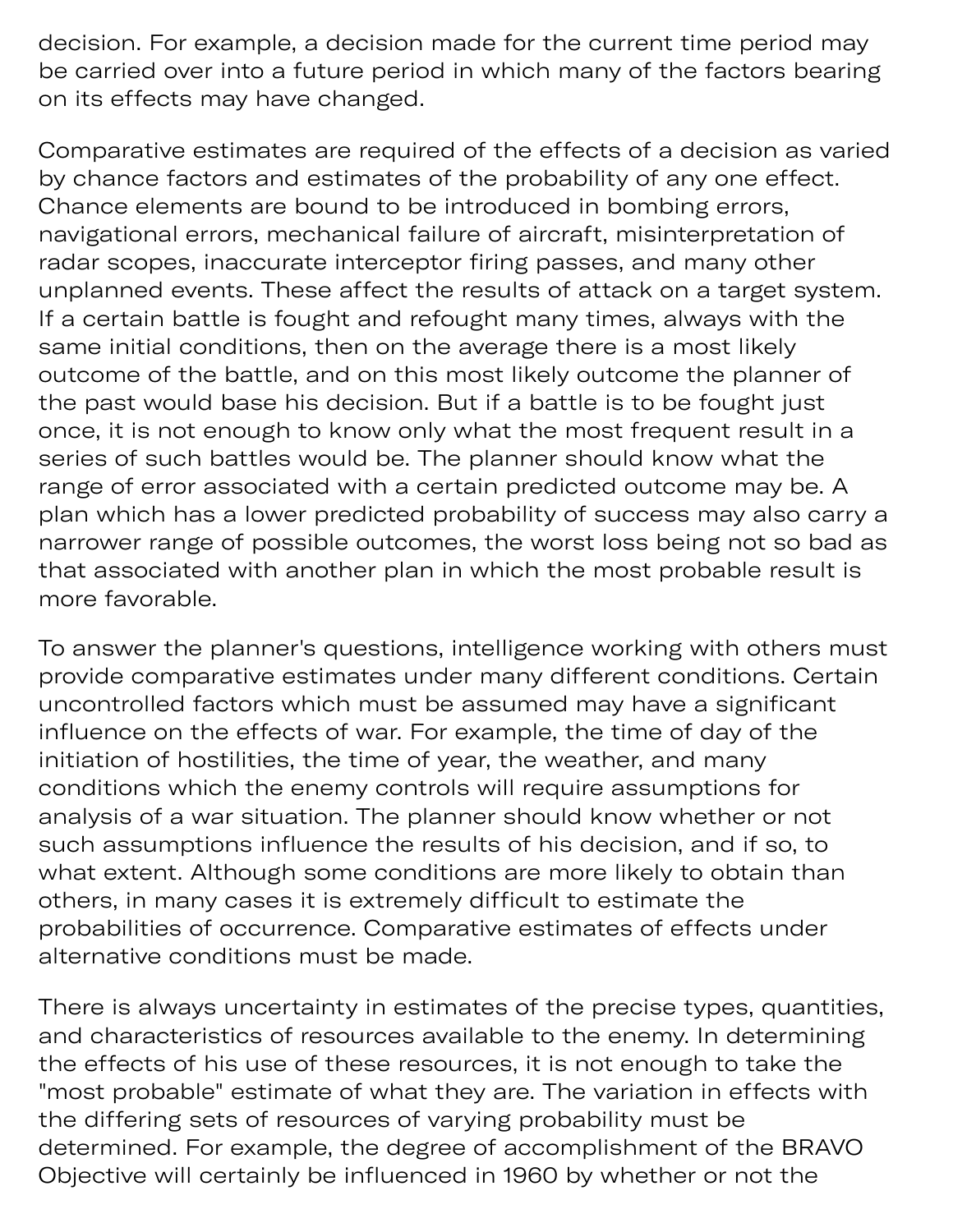decision. For example, a decision made for the current time period may be carried over into a future period in which many of the factors bearing on its effects may have changed.

Comparative estimates are required of the effects of a decision as varied by chance factors and estimates of the probability of any one effect. Chance elements are bound to be introduced in bombing errors, navigational errors, mechanical failure of aircraft, misinterpretation of radar scopes, inaccurate interceptor firing passes, and many other unplanned events. These affect the results of attack on a target system. If a certain battle is fought and refought many times, always with the same initial conditions, then on the average there is a most likely outcome of the battle, and on this most likely outcome the planner of the past would base his decision. But if a battle is to be fought just once, it is not enough to know only what the most frequent result in a series of such battles would be. The planner should know what the range of error associated with a certain predicted outcome may be. A plan which has a lower predicted probability of success may also carry a narrower range of possible outcomes, the worst loss being not so bad as that associated with another plan in which the most probable result is more favorable.

To answer the planner's questions, intelligence working with others must provide comparative estimates under many different conditions. Certain uncontrolled factors which must be assumed may have a significant influence on the effects of war. For example, the time of day of the initiation of hostilities, the time of year, the weather, and many conditions which the enemy controls will require assumptions for analysis of a war situation. The planner should know whether or not such assumptions influence the results of his decision, and if so, to what extent. Although some conditions are more likely to obtain than others, in many cases it is extremely difficult to estimate the probabilities of occurrence. Comparative estimates of effects under alternative conditions must be made.

There is always uncertainty in estimates of the precise types, quantities, and characteristics of resources available to the enemy. In determining the effects of his use of these resources, it is not enough to take the "most probable" estimate of what they are. The variation in effects with the differing sets of resources of varying probability must be determined. For example, the degree of accomplishment of the BRAVO Objective will certainly be influenced in 1960 by whether or not the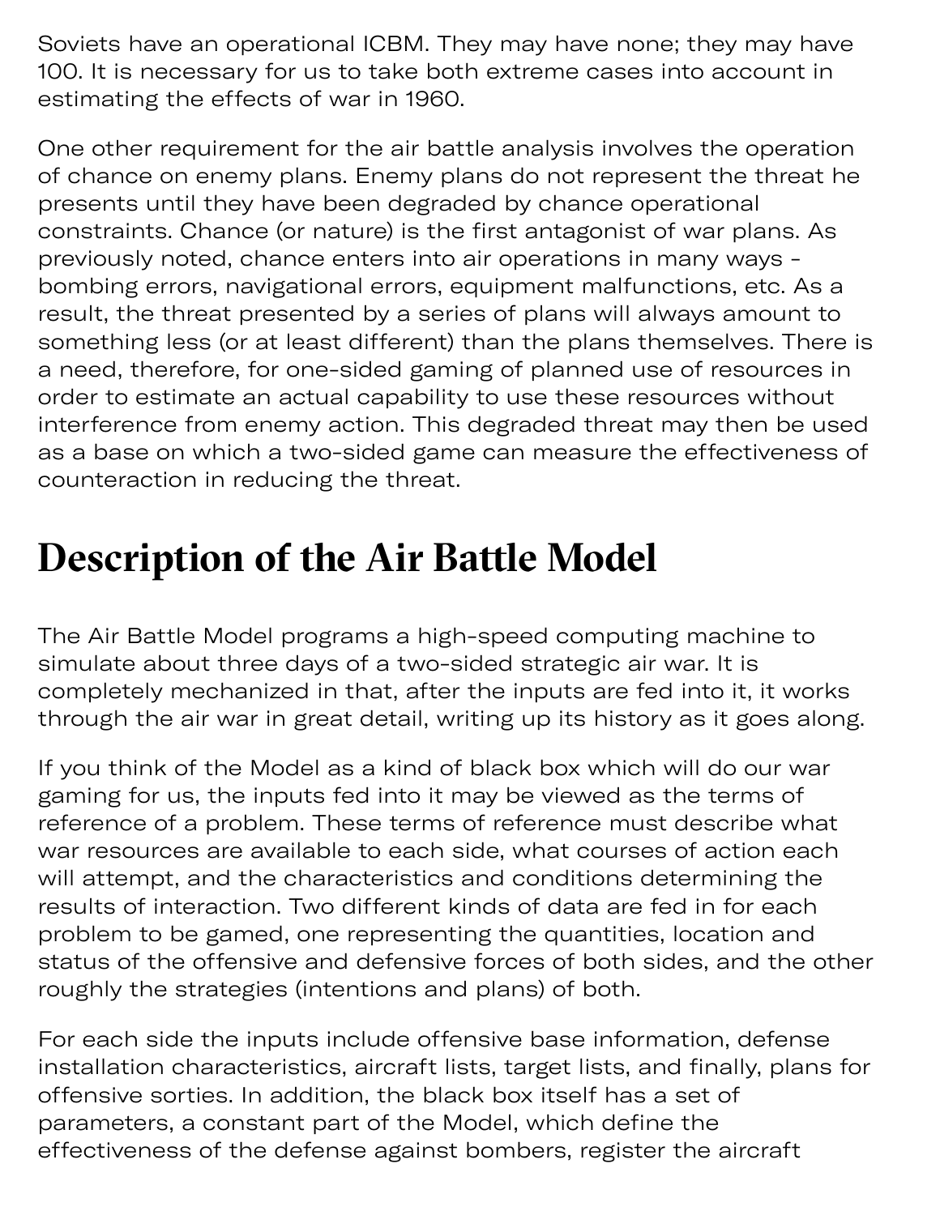Soviets have an operational ICBM. They may have none; they may have 100. It is necessary for us to take both extreme cases into account in estimating the effects of war in 1960.

One other requirement for the air battle analysis involves the operation of chance on enemy plans. Enemy plans do not represent the threat he presents until they have been degraded by chance operational constraints. Chance (or nature) is the first antagonist of war plans. As previously noted, chance enters into air operations in many ways - bombing errors, navigational errors, equipment malfunctions, etc. As a result, the threat presented by a series of plans will always amount to something less (or at least different) than the plans themselves. There is a need, therefore, for one-sided gaming of planned use of resources in order to estimate an actual capability to use these resources without interference from enemy action. This degraded threat may then be used as a base on which a two-sided game can measure the effectiveness of counteraction in reducing the threat.

# Description of the Air Battle Model

The Air Battle Model programs a high-speed computing machine to simulate about three days of a two-sided strategic air war. It is completely mechanized in that, after the inputs are fed into it, it works through the air war in great detail, writing up its history as it goes along.

If you think of the Model as a kind of black box which will do our war gaming for us, the inputs fed into it may be viewed as the terms of reference of a problem. These terms of reference must describe what war resources are available to each side, what courses of action each will attempt, and the characteristics and conditions determining the results of interaction. Two different kinds of data are fed in for each problem to be gamed, one representing the quantities, location and status of the offensive and defensive forces of both sides, and the other roughly the strategies (intentions and plans) of both.

For each side the inputs include offensive base information, defense installation characteristics, aircraft lists, target lists, and finally, plans for offensive sorties. In addition, the black box itself has a set of parameters, a constant part of the Model, which define the effectiveness of the defense against bombers, register the aircraft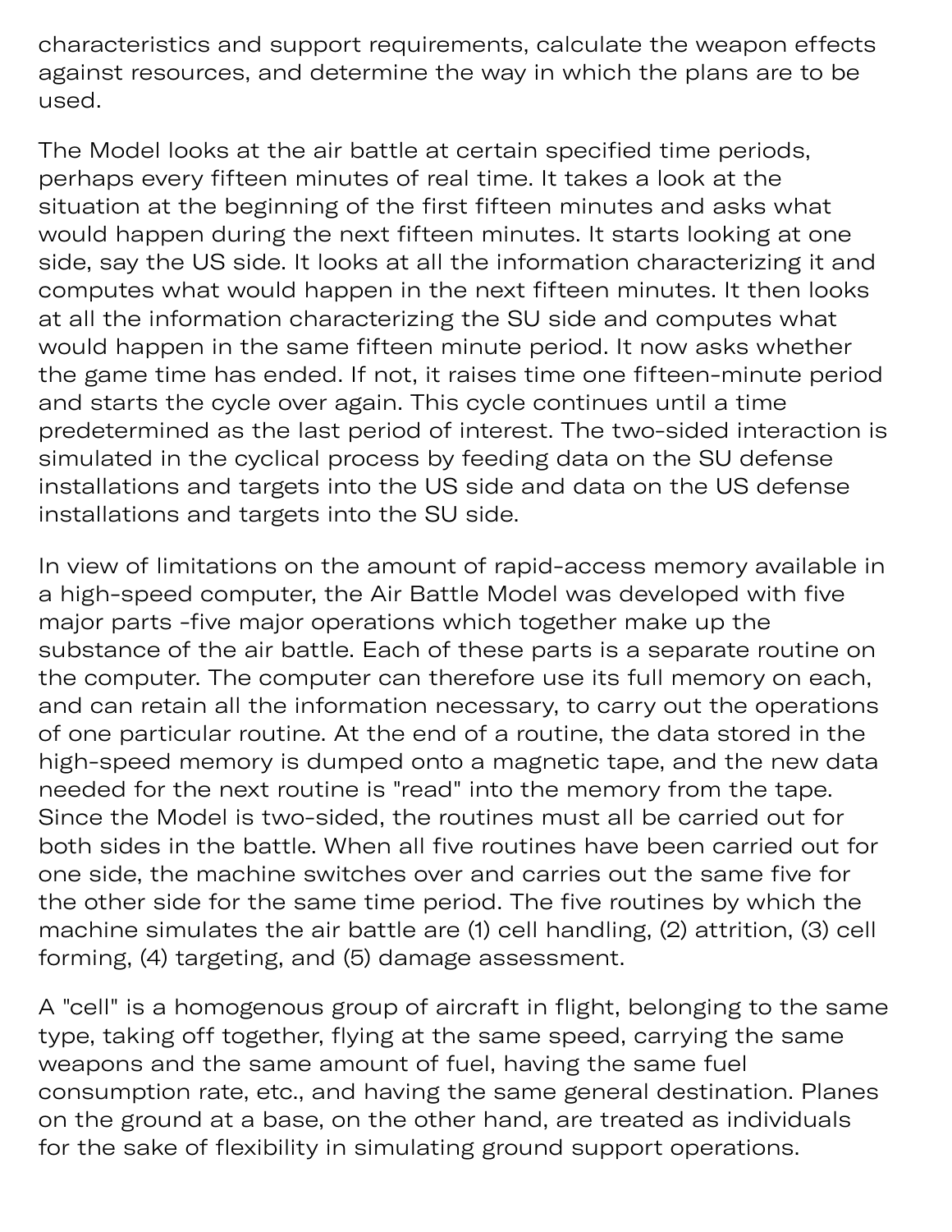characteristics and support requirements, calculate the weapon effects against resources, and determine the way in which the plans are to be used.

The Model looks at the air battle at certain specified time periods, perhaps every fifteen minutes of real time. It takes a look at the situation at the beginning of the first fifteen minutes and asks what would happen during the next fifteen minutes. It starts looking at one side, say the US side. It looks at all the information characterizing it and computes what would happen in the next fifteen minutes. It then looks at all the information characterizing the SU side and computes what would happen in the same fifteen minute period. It now asks whether the game time has ended. If not, it raises time one fifteen-minute period and starts the cycle over again. This cycle continues until a time predetermined as the last period of interest. The two-sided interaction is simulated in the cyclical process by feeding data on the SU defense installations and targets into the US side and data on the US defense installations and targets into the SU side.

In view of limitations on the amount of rapid-access memory available in a high-speed computer, the Air Battle Model was developed with five major parts -five major operations which together make up the substance of the air battle. Each of these parts is a separate routine on the computer. The computer can therefore use its full memory on each, and can retain all the information necessary, to carry out the operations of one particular routine. At the end of a routine, the data stored in the high-speed memory is dumped onto a magnetic tape, and the new data needed for the next routine is "read" into the memory from the tape. Since the Model is two-sided, the routines must all be carried out for both sides in the battle. When all five routines have been carried out for one side, the machine switches over and carries out the same five for the other side for the same time period. The five routines by which the machine simulates the air battle are (1) cell handling, (2) attrition, (3) cell forming, (4) targeting, and (5) damage assessment.

A "cell" is a homogenous group of aircraft in flight, belonging to the same type, taking off together, flying at the same speed, carrying the same weapons and the same amount of fuel, having the same fuel consumption rate, etc., and having the same general destination. Planes on the ground at a base, on the other hand, are treated as individuals for the sake of flexibility in simulating ground support operations.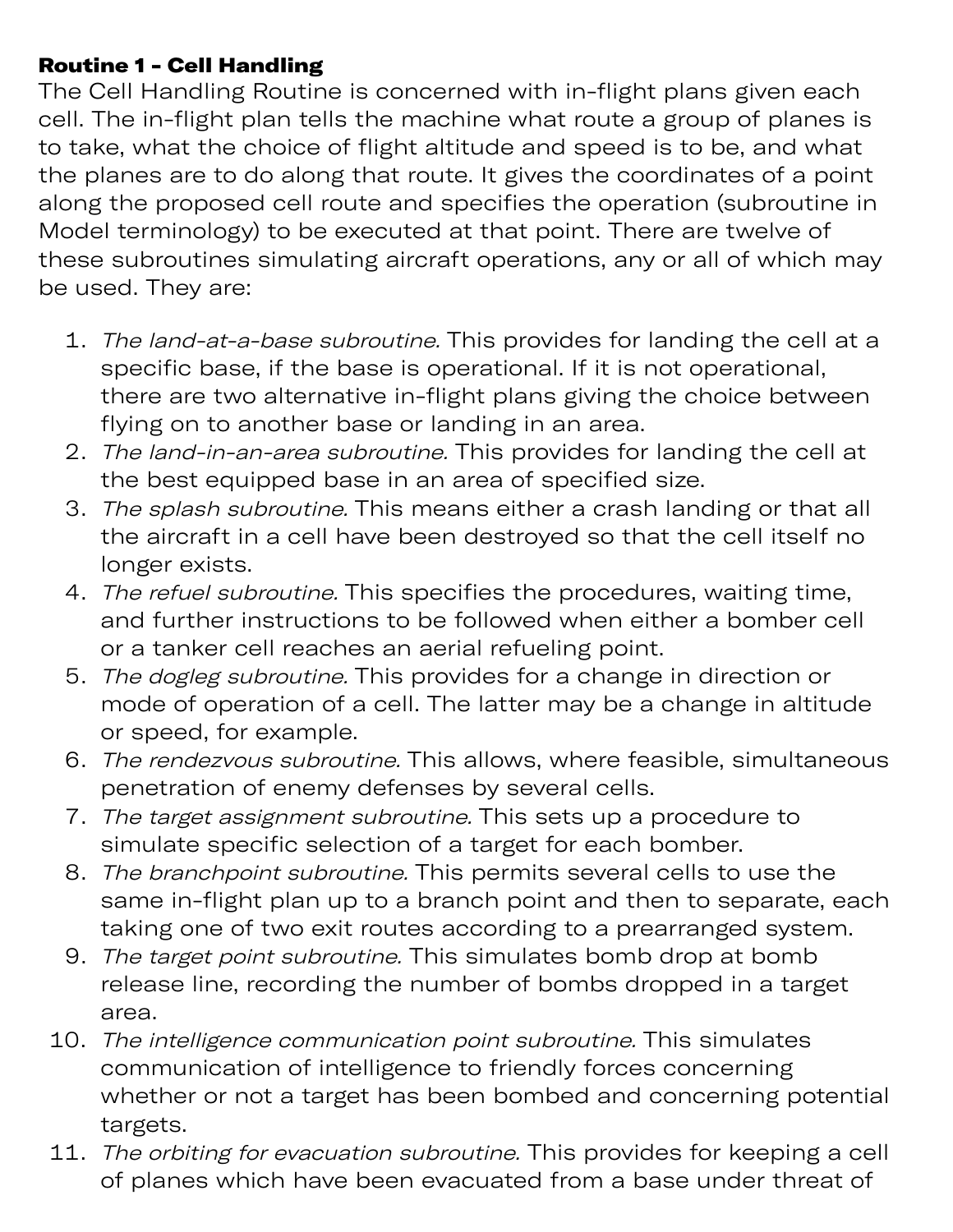**Routine 1 - Cell Handling**

The Cell Handling Routine is concerned with in-flight plans given each cell. The in-flight plan tells the machine what route a group of planes is to take, what the choice of flight altitude and speed is to be, and what the planes are to do along that route. It gives the coordinates of a point along the proposed cell route and specifies the operation (subroutine in Model terminology) to be executed at that point. There are twelve of these subroutines simulating aircraft operations, any or all of which may be used. They are:

1. *The land-at-a-base subroutine.* This provides for landing the cell at a specific base, if the base is operational. If it is not operational, there are two alternative in-flight plans giving the choice between flying on to another base or landing in an area.
2. *The land-in-an-area subroutine.* This provides for landing the cell at the best equipped base in an area of specified size.
3. *The splash subroutine.* This means either a crash landing or that all the aircraft in a cell have been destroyed so that the cell itself no longer exists.
4. *The refuel subroutine.* This specifies the procedures, waiting time, and further instructions to be followed when either a bomber cell or a tanker cell reaches an aerial refueling point.
5. *The dogleg subroutine.* This provides for a change in direction or mode of operation of a cell. The latter may be a change in altitude or speed, for example.
6. *The rendezvous subroutine.* This allows, where feasible, simultaneous penetration of enemy defenses by several cells.
7. *The target assignment subroutine.* This sets up a procedure to simulate specific selection of a target for each bomber.
8. *The branchpoint subroutine.* This permits several cells to use the same in-flight plan up to a branch point and then to separate, each taking one of two exit routes according to a prearranged system.
9. *The target point subroutine.* This simulates bomb drop at bomb release line, recording the number of bombs dropped in a target area.
10. *The intelligence communication point subroutine.* This simulates communication of intelligence to friendly forces concerning whether or not a target has been bombed and concerning potential targets.
11. *The orbiting for evacuation subroutine.* This provides for keeping a cell of planes which have been evacuated from a base under threat of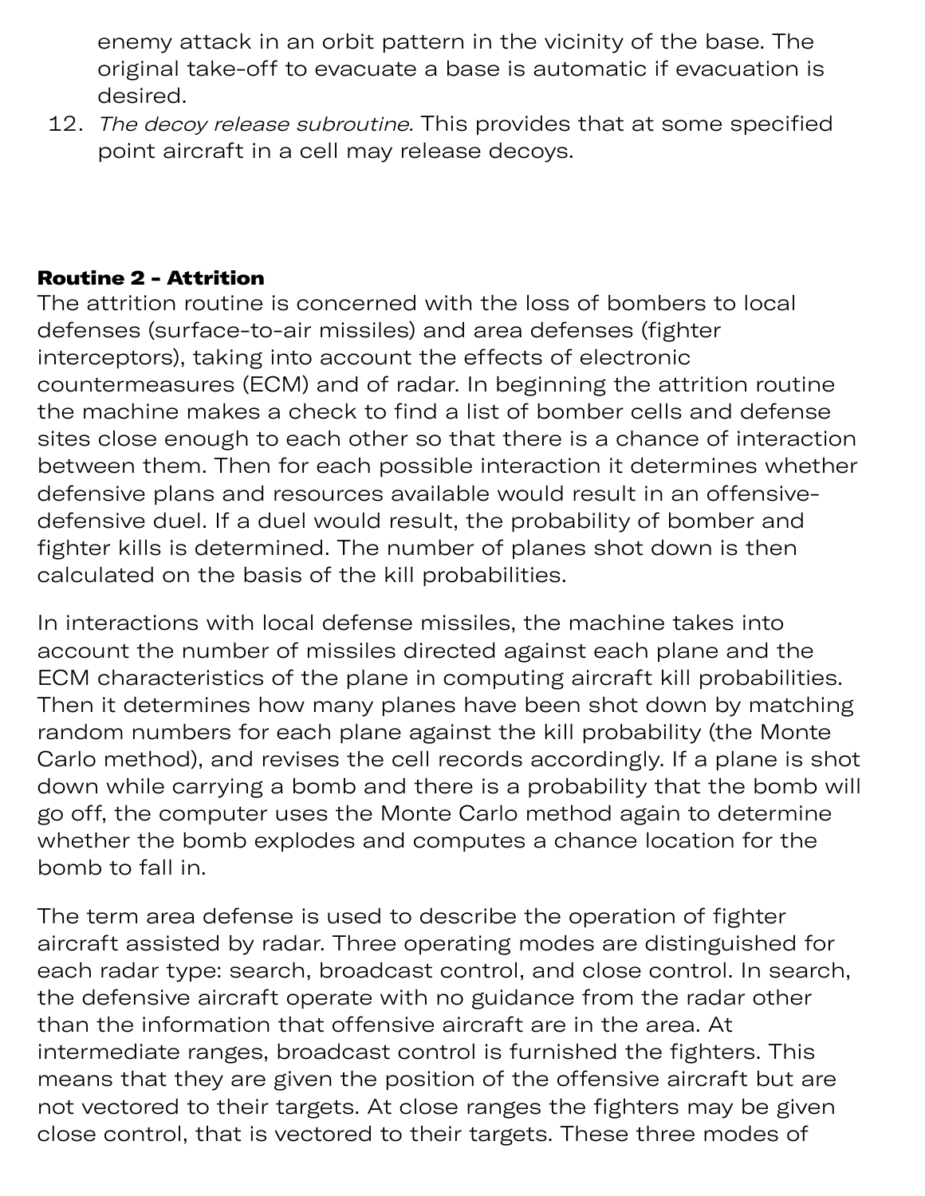enemy attack in an orbit pattern in the vicinity of the base. The original take-off to evacuate a base is automatic if evacuation is desired.

12. *The decoy release subroutine.* This provides that at some specified point aircraft in a cell may release decoys.

**Routine 2 - Attrition**

The attrition routine is concerned with the loss of bombers to local defenses (surface-to-air missiles) and area defenses (fighter interceptors), taking into account the effects of electronic countermeasures (ECM) and of radar. In beginning the attrition routine the machine makes a check to find a list of bomber cells and defense sites close enough to each other so that there is a chance of interaction between them. Then for each possible interaction it determines whether defensive plans and resources available would result in an offensive-defensive duel. If a duel would result, the probability of bomber and fighter kills is determined. The number of planes shot down is then calculated on the basis of the kill probabilities.

In interactions with local defense missiles, the machine takes into account the number of missiles directed against each plane and the ECM characteristics of the plane in computing aircraft kill probabilities. Then it determines how many planes have been shot down by matching random numbers for each plane against the kill probability (the Monte Carlo method), and revises the cell records accordingly. If a plane is shot down while carrying a bomb and there is a probability that the bomb will go off, the computer uses the Monte Carlo method again to determine whether the bomb explodes and computes a chance location for the bomb to fall in.

The term area defense is used to describe the operation of fighter aircraft assisted by radar. Three operating modes are distinguished for each radar type: search, broadcast control, and close control. In search, the defensive aircraft operate with no guidance from the radar other than the information that offensive aircraft are in the area. At intermediate ranges, broadcast control is furnished the fighters. This means that they are given the position of the offensive aircraft but are not vectored to their targets. At close ranges the fighters may be given close control, that is vectored to their targets. These three modes of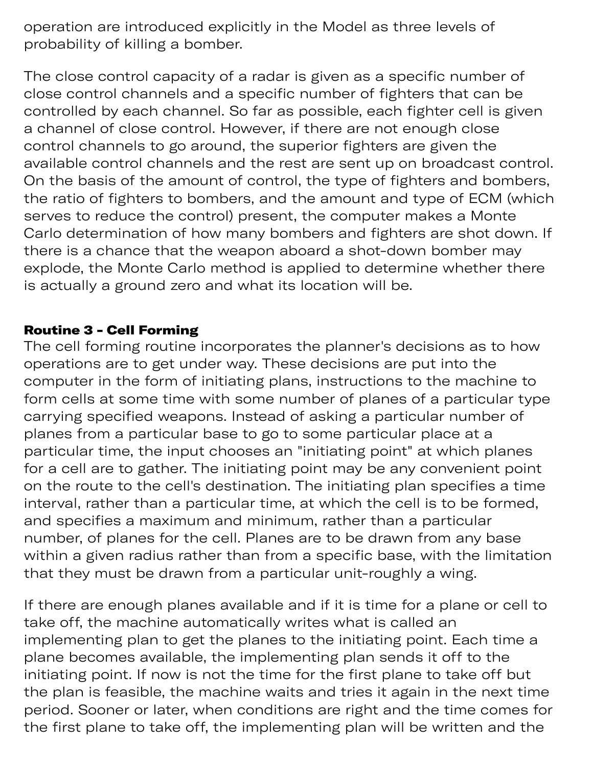operation are introduced explicitly in the Model as three levels of probability of killing a bomber.

The close control capacity of a radar is given as a specific number of close control channels and a specific number of fighters that can be controlled by each channel. So far as possible, each fighter cell is given a channel of close control. However, if there are not enough close control channels to go around, the superior fighters are given the available control channels and the rest are sent up on broadcast control. On the basis of the amount of control, the type of fighters and bombers, the ratio of fighters to bombers, and the amount and type of ECM (which serves to reduce the control) present, the computer makes a Monte Carlo determination of how many bombers and fighters are shot down. If there is a chance that the weapon aboard a shot-down bomber may explode, the Monte Carlo method is applied to determine whether there is actually a ground zero and what its location will be.

**Routine 3 - Cell Forming**

The cell forming routine incorporates the planner's decisions as to how operations are to get under way. These decisions are put into the computer in the form of initiating plans, instructions to the machine to form cells at some time with some number of planes of a particular type carrying specified weapons. Instead of asking a particular number of planes from a particular base to go to some particular place at a particular time, the input chooses an "initiating point" at which planes for a cell are to gather. The initiating point may be any convenient point on the route to the cell's destination. The initiating plan specifies a time interval, rather than a particular time, at which the cell is to be formed, and specifies a maximum and minimum, rather than a particular number, of planes for the cell. Planes are to be drawn from any base within a given radius rather than from a specific base, with the limitation that they must be drawn from a particular unit-roughly a wing.

If there are enough planes available and if it is time for a plane or cell to take off, the machine automatically writes what is called an implementing plan to get the planes to the initiating point. Each time a plane becomes available, the implementing plan sends it off to the initiating point. If now is not the time for the first plane to take off but the plan is feasible, the machine waits and tries it again in the next time period. Sooner or later, when conditions are right and the time comes for the first plane to take off, the implementing plan will be written and the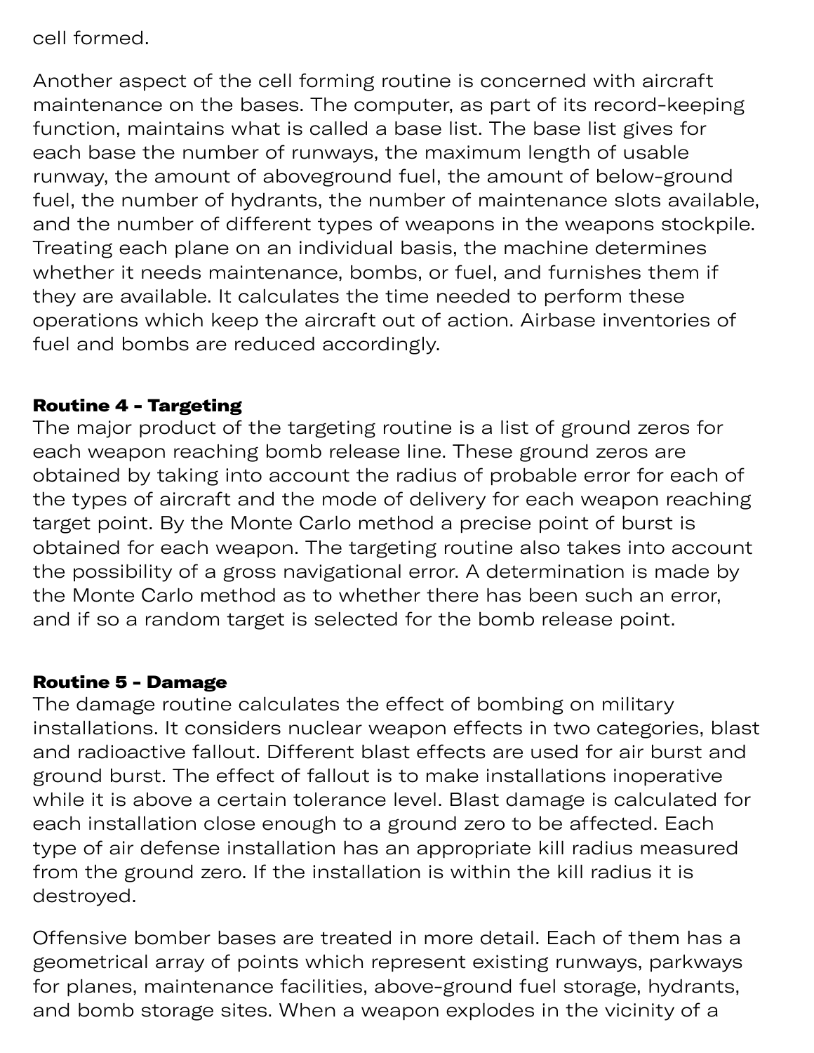cell formed.

Another aspect of the cell forming routine is concerned with aircraft maintenance on the bases. The computer, as part of its record-keeping function, maintains what is called a base list. The base list gives for each base the number of runways, the maximum length of usable runway, the amount of aboveground fuel, the amount of below-ground fuel, the number of hydrants, the number of maintenance slots available, and the number of different types of weapons in the weapons stockpile. Treating each plane on an individual basis, the machine determines whether it needs maintenance, bombs, or fuel, and furnishes them if they are available. It calculates the time needed to perform these operations which keep the aircraft out of action. Airbase inventories of fuel and bombs are reduced accordingly.

**Routine 4 - Targeting**
The major product of the targeting routine is a list of ground zeros for each weapon reaching bomb release line. These ground zeros are obtained by taking into account the radius of probable error for each of the types of aircraft and the mode of delivery for each weapon reaching target point. By the Monte Carlo method a precise point of burst is obtained for each weapon. The targeting routine also takes into account the possibility of a gross navigational error. A determination is made by the Monte Carlo method as to whether there has been such an error, and if so a random target is selected for the bomb release point.

**Routine 5 - Damage**
The damage routine calculates the effect of bombing on military installations. It considers nuclear weapon effects in two categories, blast and radioactive fallout. Different blast effects are used for air burst and ground burst. The effect of fallout is to make installations inoperative while it is above a certain tolerance level. Blast damage is calculated for each installation close enough to a ground zero to be affected. Each type of air defense installation has an appropriate kill radius measured from the ground zero. If the installation is within the kill radius it is destroyed.

Offensive bomber bases are treated in more detail. Each of them has a geometrical array of points which represent existing runways, parkways for planes, maintenance facilities, above-ground fuel storage, hydrants, and bomb storage sites. When a weapon explodes in the vicinity of a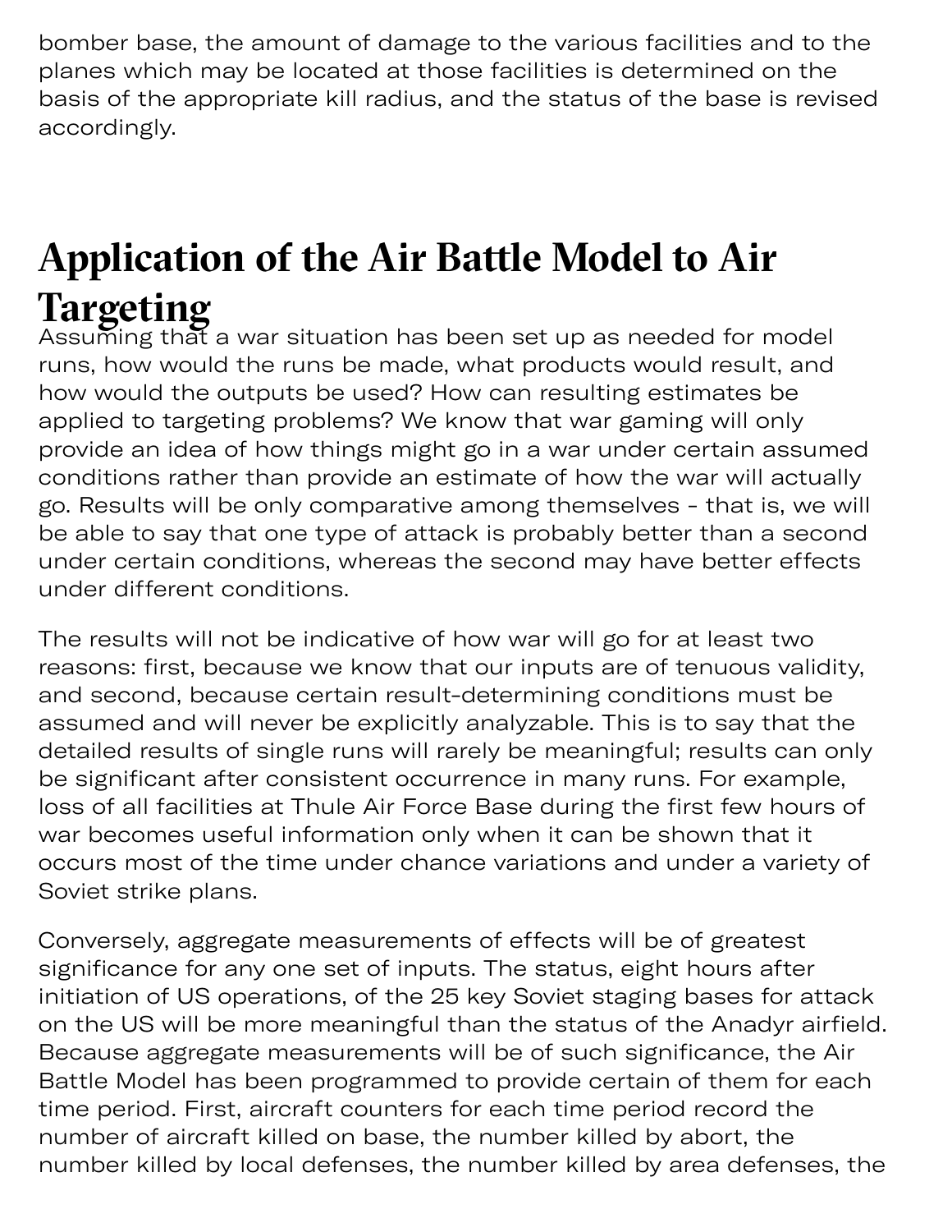bomber base, the amount of damage to the various facilities and to the planes which may be located at those facilities is determined on the basis of the appropriate kill radius, and the status of the base is revised accordingly.

## Application of the Air Battle Model to Air Targeting

Assuming that a war situation has been set up as needed for model runs, how would the runs be made, what products would result, and how would the outputs be used? How can resulting estimates be applied to targeting problems? We know that war gaming will only provide an idea of how things might go in a war under certain assumed conditions rather than provide an estimate of how the war will actually go. Results will be only comparative among themselves - that is, we will be able to say that one type of attack is probably better than a second under certain conditions, whereas the second may have better effects under different conditions.

The results will not be indicative of how war will go for at least two reasons: first, because we know that our inputs are of tenuous validity, and second, because certain result-determining conditions must be assumed and will never be explicitly analyzable. This is to say that the detailed results of single runs will rarely be meaningful; results can only be significant after consistent occurrence in many runs. For example, loss of all facilities at Thule Air Force Base during the first few hours of war becomes useful information only when it can be shown that it occurs most of the time under chance variations and under a variety of Soviet strike plans.

Conversely, aggregate measurements of effects will be of greatest significance for any one set of inputs. The status, eight hours after initiation of US operations, of the 25 key Soviet staging bases for attack on the US will be more meaningful than the status of the Anadyr airfield. Because aggregate measurements will be of such significance, the Air Battle Model has been programmed to provide certain of them for each time period. First, aircraft counters for each time period record the number of aircraft killed on base, the number killed by abort, the number killed by local defenses, the number killed by area defenses, the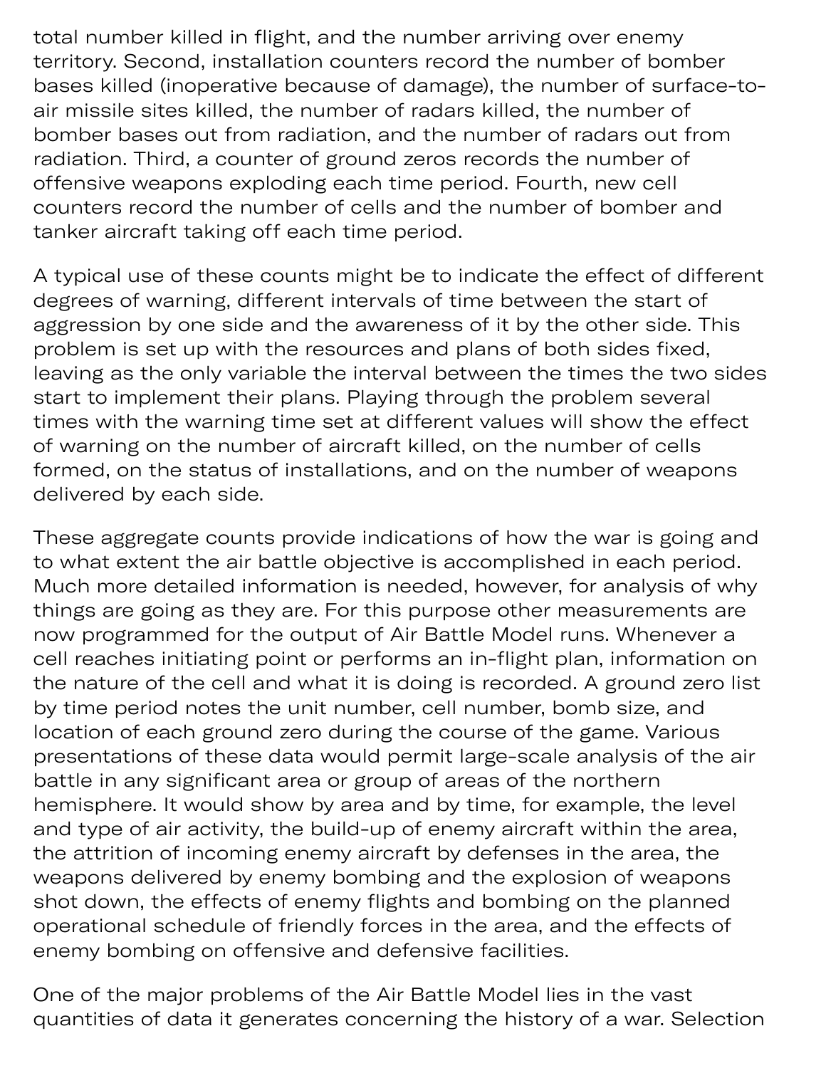total number killed in flight, and the number arriving over enemy territory. Second, installation counters record the number of bomber bases killed (inoperative because of damage), the number of surface-to-air missile sites killed, the number of radars killed, the number of bomber bases out from radiation, and the number of radars out from radiation. Third, a counter of ground zeros records the number of offensive weapons exploding each time period. Fourth, new cell counters record the number of cells and the number of bomber and tanker aircraft taking off each time period.

A typical use of these counts might be to indicate the effect of different degrees of warning, different intervals of time between the start of aggression by one side and the awareness of it by the other side. This problem is set up with the resources and plans of both sides fixed, leaving as the only variable the interval between the times the two sides start to implement their plans. Playing through the problem several times with the warning time set at different values will show the effect of warning on the number of aircraft killed, on the number of cells formed, on the status of installations, and on the number of weapons delivered by each side.

These aggregate counts provide indications of how the war is going and to what extent the air battle objective is accomplished in each period. Much more detailed information is needed, however, for analysis of why things are going as they are. For this purpose other measurements are now programmed for the output of Air Battle Model runs. Whenever a cell reaches initiating point or performs an in-flight plan, information on the nature of the cell and what it is doing is recorded. A ground zero list by time period notes the unit number, cell number, bomb size, and location of each ground zero during the course of the game. Various presentations of these data would permit large-scale analysis of the air battle in any significant area or group of areas of the northern hemisphere. It would show by area and by time, for example, the level and type of air activity, the build-up of enemy aircraft within the area, the attrition of incoming enemy aircraft by defenses in the area, the weapons delivered by enemy bombing and the explosion of weapons shot down, the effects of enemy flights and bombing on the planned operational schedule of friendly forces in the area, and the effects of enemy bombing on offensive and defensive facilities.

One of the major problems of the Air Battle Model lies in the vast quantities of data it generates concerning the history of a war. Selection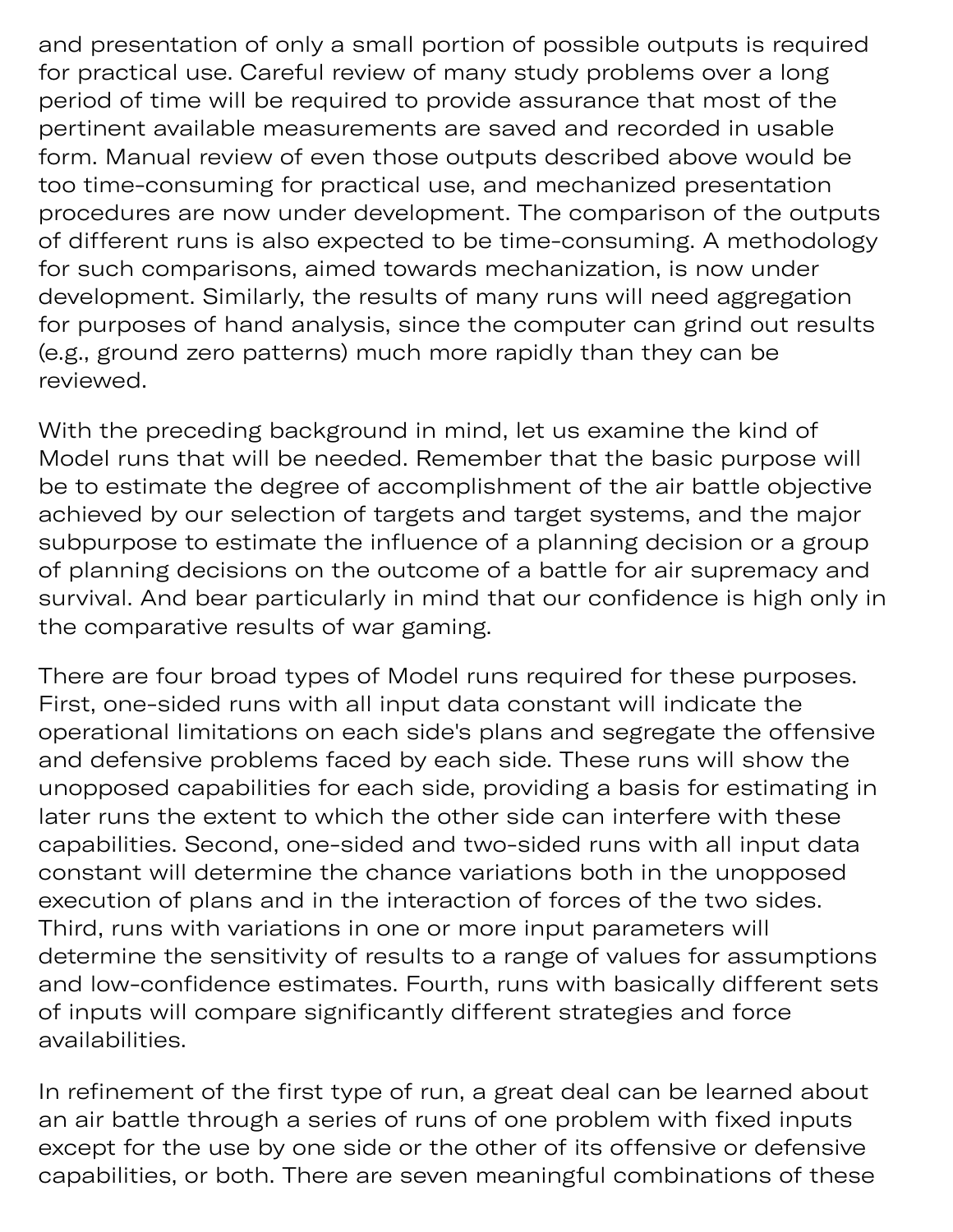and presentation of only a small portion of possible outputs is required for practical use. Careful review of many study problems over a long period of time will be required to provide assurance that most of the pertinent available measurements are saved and recorded in usable form. Manual review of even those outputs described above would be too time-consuming for practical use, and mechanized presentation procedures are now under development. The comparison of the outputs of different runs is also expected to be time-consuming. A methodology for such comparisons, aimed towards mechanization, is now under development. Similarly, the results of many runs will need aggregation for purposes of hand analysis, since the computer can grind out results (e.g., ground zero patterns) much more rapidly than they can be reviewed.

With the preceding background in mind, let us examine the kind of Model runs that will be needed. Remember that the basic purpose will be to estimate the degree of accomplishment of the air battle objective achieved by our selection of targets and target systems, and the major subpurpose to estimate the influence of a planning decision or a group of planning decisions on the outcome of a battle for air supremacy and survival. And bear particularly in mind that our confidence is high only in the comparative results of war gaming.

There are four broad types of Model runs required for these purposes. First, one-sided runs with all input data constant will indicate the operational limitations on each side's plans and segregate the offensive and defensive problems faced by each side. These runs will show the unopposed capabilities for each side, providing a basis for estimating in later runs the extent to which the other side can interfere with these capabilities. Second, one-sided and two-sided runs with all input data constant will determine the chance variations both in the unopposed execution of plans and in the interaction of forces of the two sides. Third, runs with variations in one or more input parameters will determine the sensitivity of results to a range of values for assumptions and low-confidence estimates. Fourth, runs with basically different sets of inputs will compare significantly different strategies and force availabilities.

In refinement of the first type of run, a great deal can be learned about an air battle through a series of runs of one problem with fixed inputs except for the use by one side or the other of its offensive or defensive capabilities, or both. There are seven meaningful combinations of these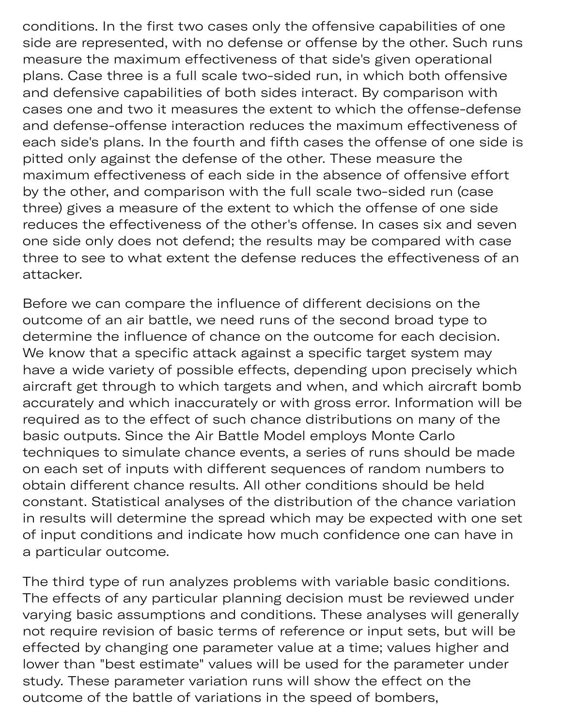conditions. In the first two cases only the offensive capabilities of one side are represented, with no defense or offense by the other. Such runs measure the maximum effectiveness of that side's given operational plans. Case three is a full scale two-sided run, in which both offensive and defensive capabilities of both sides interact. By comparison with cases one and two it measures the extent to which the offense-defense and defense-offense interaction reduces the maximum effectiveness of each side's plans. In the fourth and fifth cases the offense of one side is pitted only against the defense of the other. These measure the maximum effectiveness of each side in the absence of offensive effort by the other, and comparison with the full scale two-sided run (case three) gives a measure of the extent to which the offense of one side reduces the effectiveness of the other's offense. In cases six and seven one side only does not defend; the results may be compared with case three to see to what extent the defense reduces the effectiveness of an attacker.

Before we can compare the influence of different decisions on the outcome of an air battle, we need runs of the second broad type to determine the influence of chance on the outcome for each decision. We know that a specific attack against a specific target system may have a wide variety of possible effects, depending upon precisely which aircraft get through to which targets and when, and which aircraft bomb accurately and which inaccurately or with gross error. Information will be required as to the effect of such chance distributions on many of the basic outputs. Since the Air Battle Model employs Monte Carlo techniques to simulate chance events, a series of runs should be made on each set of inputs with different sequences of random numbers to obtain different chance results. All other conditions should be held constant. Statistical analyses of the distribution of the chance variation in results will determine the spread which may be expected with one set of input conditions and indicate how much confidence one can have in a particular outcome.

The third type of run analyzes problems with variable basic conditions. The effects of any particular planning decision must be reviewed under varying basic assumptions and conditions. These analyses will generally not require revision of basic terms of reference or input sets, but will be effected by changing one parameter value at a time; values higher and lower than "best estimate" values will be used for the parameter under study. These parameter variation runs will show the effect on the outcome of the battle of variations in the speed of bombers,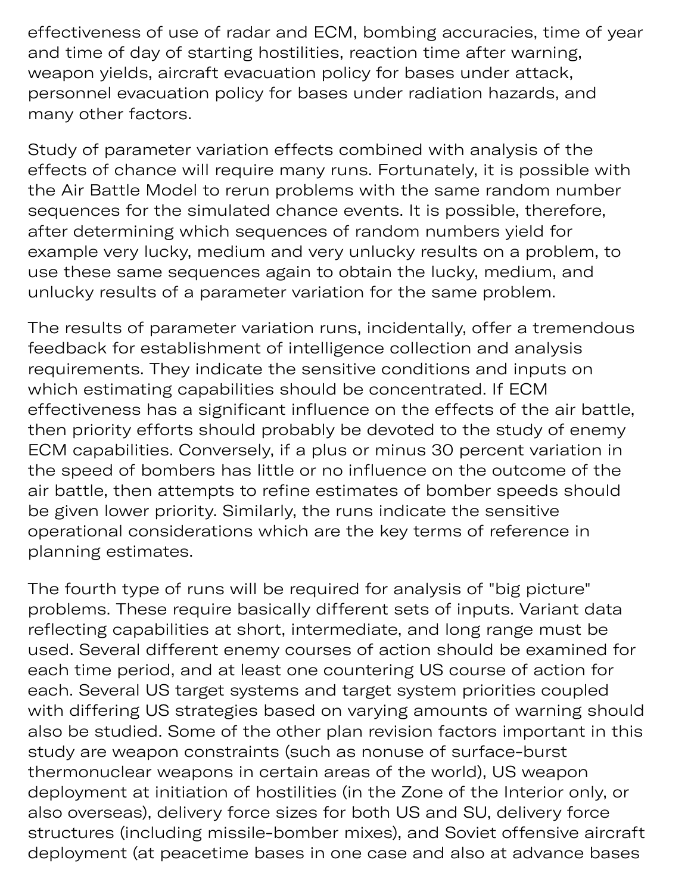effectiveness of use of radar and ECM, bombing accuracies, time of year and time of day of starting hostilities, reaction time after warning, weapon yields, aircraft evacuation policy for bases under attack, personnel evacuation policy for bases under radiation hazards, and many other factors.

Study of parameter variation effects combined with analysis of the effects of chance will require many runs. Fortunately, it is possible with the Air Battle Model to rerun problems with the same random number sequences for the simulated chance events. It is possible, therefore, after determining which sequences of random numbers yield for example very lucky, medium and very unlucky results on a problem, to use these same sequences again to obtain the lucky, medium, and unlucky results of a parameter variation for the same problem.

The results of parameter variation runs, incidentally, offer a tremendous feedback for establishment of intelligence collection and analysis requirements. They indicate the sensitive conditions and inputs on which estimating capabilities should be concentrated. If ECM effectiveness has a significant influence on the effects of the air battle, then priority efforts should probably be devoted to the study of enemy ECM capabilities. Conversely, if a plus or minus 30 percent variation in the speed of bombers has little or no influence on the outcome of the air battle, then attempts to refine estimates of bomber speeds should be given lower priority. Similarly, the runs indicate the sensitive operational considerations which are the key terms of reference in planning estimates.

The fourth type of runs will be required for analysis of "big picture" problems. These require basically different sets of inputs. Variant data reflecting capabilities at short, intermediate, and long range must be used. Several different enemy courses of action should be examined for each time period, and at least one countering US course of action for each. Several US target systems and target system priorities coupled with differing US strategies based on varying amounts of warning should also be studied. Some of the other plan revision factors important in this study are weapon constraints (such as nonuse of surface-burst thermonuclear weapons in certain areas of the world), US weapon deployment at initiation of hostilities (in the Zone of the Interior only, or also overseas), delivery force sizes for both US and SU, delivery force structures (including missile-bomber mixes), and Soviet offensive aircraft deployment (at peacetime bases in one case and also at advance bases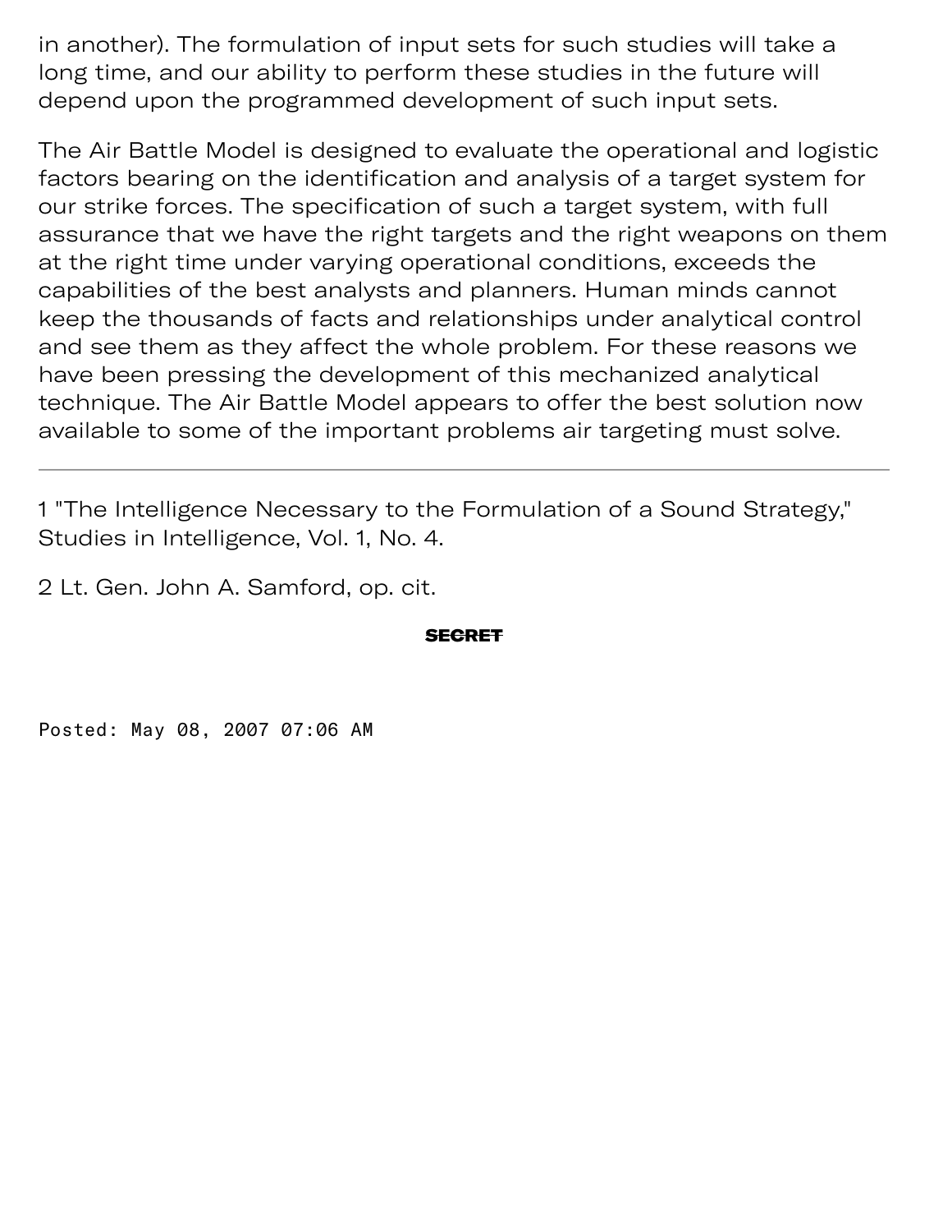in another). The formulation of input sets for such studies will take a long time, and our ability to perform these studies in the future will depend upon the programmed development of such input sets.

The Air Battle Model is designed to evaluate the operational and logistic factors bearing on the identification and analysis of a target system for our strike forces. The specification of such a target system, with full assurance that we have the right targets and the right weapons on them at the right time under varying operational conditions, exceeds the capabilities of the best analysts and planners. Human minds cannot keep the thousands of facts and relationships under analytical control and see them as they affect the whole problem. For these reasons we have been pressing the development of this mechanized analytical technique. The Air Battle Model appears to offer the best solution now available to some of the important problems air targeting must solve.

---

1 "The Intelligence Necessary to the Formulation of a Sound Strategy," Studies in Intelligence, Vol. 1, No. 4.

2 Lt. Gen. John A. Samford, op. cit.

~~**SECRET**~~

Posted: May 08, 2007 07:06 AM